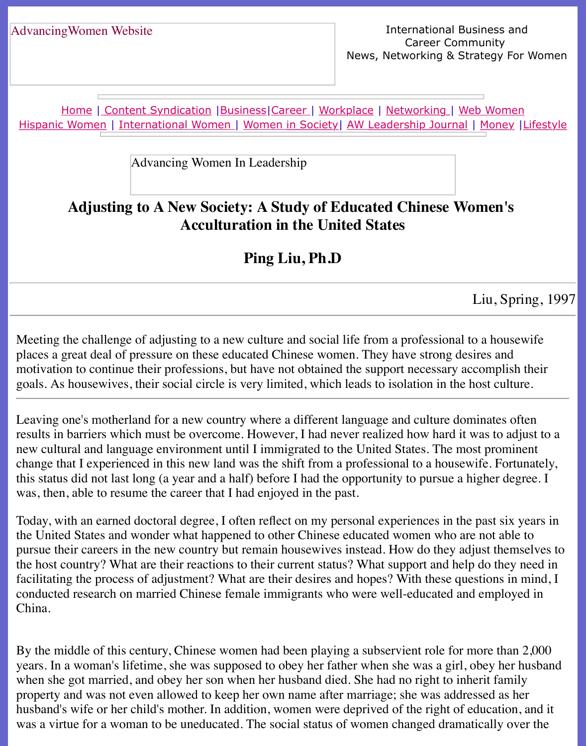AdvancingWomen Website

International Business and Career Community
News, Networking & Strategy For Women

Home | Content Syndication | Business | Career | Workplace | Networking | Web Women
Hispanic Women | International Women | Women in Society | AW Leadership Journal | Money | Lifestyle

Advancing Women In Leadership

# Adjusting to A New Society: A Study of Educated Chinese Women's Acculturation in the United States

## Ping Liu, Ph.D

---

Liu, Spring, 1997

---

Meeting the challenge of adjusting to a new culture and social life from a professional to a housewife places a great deal of pressure on these educated Chinese women. They have strong desires and motivation to continue their professions, but have not obtained the support necessary accomplish their goals. As housewives, their social circle is very limited, which leads to isolation in the host culture.

---

Leaving one's motherland for a new country where a different language and culture dominates often results in barriers which must be overcome. However, I had never realized how hard it was to adjust to a new cultural and language environment until I immigrated to the United States. The most prominent change that I experienced in this new land was the shift from a professional to a housewife. Fortunately, this status did not last long (a year and a half) before I had the opportunity to pursue a higher degree. I was, then, able to resume the career that I had enjoyed in the past.

Today, with an earned doctoral degree, I often reflect on my personal experiences in the past six years in the United States and wonder what happened to other Chinese educated women who are not able to pursue their careers in the new country but remain housewives instead. How do they adjust themselves to the host country? What are their reactions to their current status? What support and help do they need in facilitating the process of adjustment? What are their desires and hopes? With these questions in mind, I conducted research on married Chinese female immigrants who were well-educated and employed in China.

By the middle of this century, Chinese women had been playing a subservient role for more than 2,000 years. In a woman's lifetime, she was supposed to obey her father when she was a girl, obey her husband when she got married, and obey her son when her husband died. She had no right to inherit family property and was not even allowed to keep her own name after marriage; she was addressed as her husband's wife or her child's mother. In addition, women were deprived of the right of education, and it was a virtue for a woman to be uneducated. The social status of women changed dramatically over the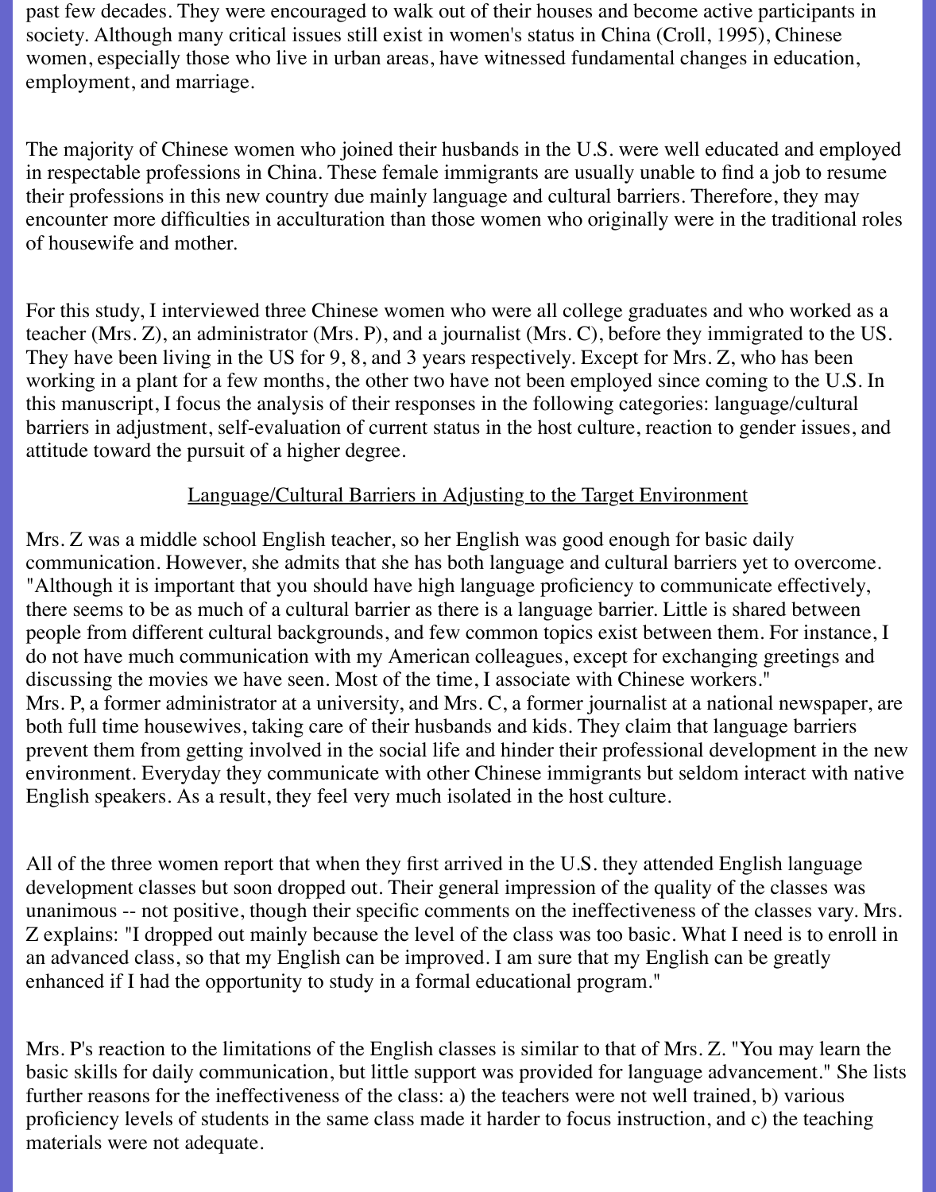past few decades. They were encouraged to walk out of their houses and become active participants in society. Although many critical issues still exist in women's status in China (Croll, 1995), Chinese women, especially those who live in urban areas, have witnessed fundamental changes in education, employment, and marriage.

The majority of Chinese women who joined their husbands in the U.S. were well educated and employed in respectable professions in China. These female immigrants are usually unable to find a job to resume their professions in this new country due mainly language and cultural barriers. Therefore, they may encounter more difficulties in acculturation than those women who originally were in the traditional roles of housewife and mother.

For this study, I interviewed three Chinese women who were all college graduates and who worked as a teacher (Mrs. Z), an administrator (Mrs. P), and a journalist (Mrs. C), before they immigrated to the US. They have been living in the US for 9, 8, and 3 years respectively. Except for Mrs. Z, who has been working in a plant for a few months, the other two have not been employed since coming to the U.S. In this manuscript, I focus the analysis of their responses in the following categories: language/cultural barriers in adjustment, self-evaluation of current status in the host culture, reaction to gender issues, and attitude toward the pursuit of a higher degree.

## Language/Cultural Barriers in Adjusting to the Target Environment

Mrs. Z was a middle school English teacher, so her English was good enough for basic daily communication. However, she admits that she has both language and cultural barriers yet to overcome. "Although it is important that you should have high language proficiency to communicate effectively, there seems to be as much of a cultural barrier as there is a language barrier. Little is shared between people from different cultural backgrounds, and few common topics exist between them. For instance, I do not have much communication with my American colleagues, except for exchanging greetings and discussing the movies we have seen. Most of the time, I associate with Chinese workers."

Mrs. P, a former administrator at a university, and Mrs. C, a former journalist at a national newspaper, are both full time housewives, taking care of their husbands and kids. They claim that language barriers prevent them from getting involved in the social life and hinder their professional development in the new environment. Everyday they communicate with other Chinese immigrants but seldom interact with native English speakers. As a result, they feel very much isolated in the host culture.

All of the three women report that when they first arrived in the U.S. they attended English language development classes but soon dropped out. Their general impression of the quality of the classes was unanimous -- not positive, though their specific comments on the ineffectiveness of the classes vary. Mrs. Z explains: "I dropped out mainly because the level of the class was too basic. What I need is to enroll in an advanced class, so that my English can be improved. I am sure that my English can be greatly enhanced if I had the opportunity to study in a formal educational program."

Mrs. P's reaction to the limitations of the English classes is similar to that of Mrs. Z. "You may learn the basic skills for daily communication, but little support was provided for language advancement." She lists further reasons for the ineffectiveness of the class: a) the teachers were not well trained, b) various proficiency levels of students in the same class made it harder to focus instruction, and c) the teaching materials were not adequate.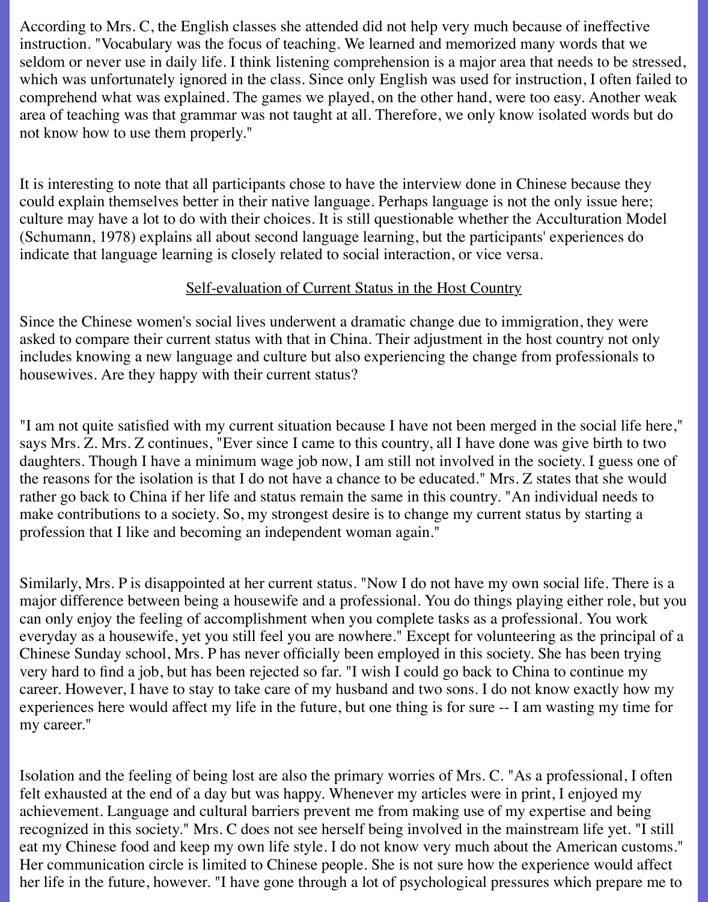According to Mrs. C, the English classes she attended did not help very much because of ineffective instruction. "Vocabulary was the focus of teaching. We learned and memorized many words that we seldom or never use in daily life. I think listening comprehension is a major area that needs to be stressed, which was unfortunately ignored in the class. Since only English was used for instruction, I often failed to comprehend what was explained. The games we played, on the other hand, were too easy. Another weak area of teaching was that grammar was not taught at all. Therefore, we only know isolated words but do not know how to use them properly."

It is interesting to note that all participants chose to have the interview done in Chinese because they could explain themselves better in their native language. Perhaps language is not the only issue here; culture may have a lot to do with their choices. It is still questionable whether the Acculturation Model (Schumann, 1978) explains all about second language learning, but the participants' experiences do indicate that language learning is closely related to social interaction, or vice versa.

## Self-evaluation of Current Status in the Host Country

Since the Chinese women's social lives underwent a dramatic change due to immigration, they were asked to compare their current status with that in China. Their adjustment in the host country not only includes knowing a new language and culture but also experiencing the change from professionals to housewives. Are they happy with their current status?

"I am not quite satisfied with my current situation because I have not been merged in the social life here," says Mrs. Z. Mrs. Z continues, "Ever since I came to this country, all I have done was give birth to two daughters. Though I have a minimum wage job now, I am still not involved in the society. I guess one of the reasons for the isolation is that I do not have a chance to be educated." Mrs. Z states that she would rather go back to China if her life and status remain the same in this country. "An individual needs to make contributions to a society. So, my strongest desire is to change my current status by starting a profession that I like and becoming an independent woman again."

Similarly, Mrs. P is disappointed at her current status. "Now I do not have my own social life. There is a major difference between being a housewife and a professional. You do things playing either role, but you can only enjoy the feeling of accomplishment when you complete tasks as a professional. You work everyday as a housewife, yet you still feel you are nowhere." Except for volunteering as the principal of a Chinese Sunday school, Mrs. P has never officially been employed in this society. She has been trying very hard to find a job, but has been rejected so far. "I wish I could go back to China to continue my career. However, I have to stay to take care of my husband and two sons. I do not know exactly how my experiences here would affect my life in the future, but one thing is for sure -- I am wasting my time for my career."

Isolation and the feeling of being lost are also the primary worries of Mrs. C. "As a professional, I often felt exhausted at the end of a day but was happy. Whenever my articles were in print, I enjoyed my achievement. Language and cultural barriers prevent me from making use of my expertise and being recognized in this society." Mrs. C does not see herself being involved in the mainstream life yet. "I still eat my Chinese food and keep my own life style. I do not know very much about the American customs." Her communication circle is limited to Chinese people. She is not sure how the experience would affect her life in the future, however. "I have gone through a lot of psychological pressures which prepare me to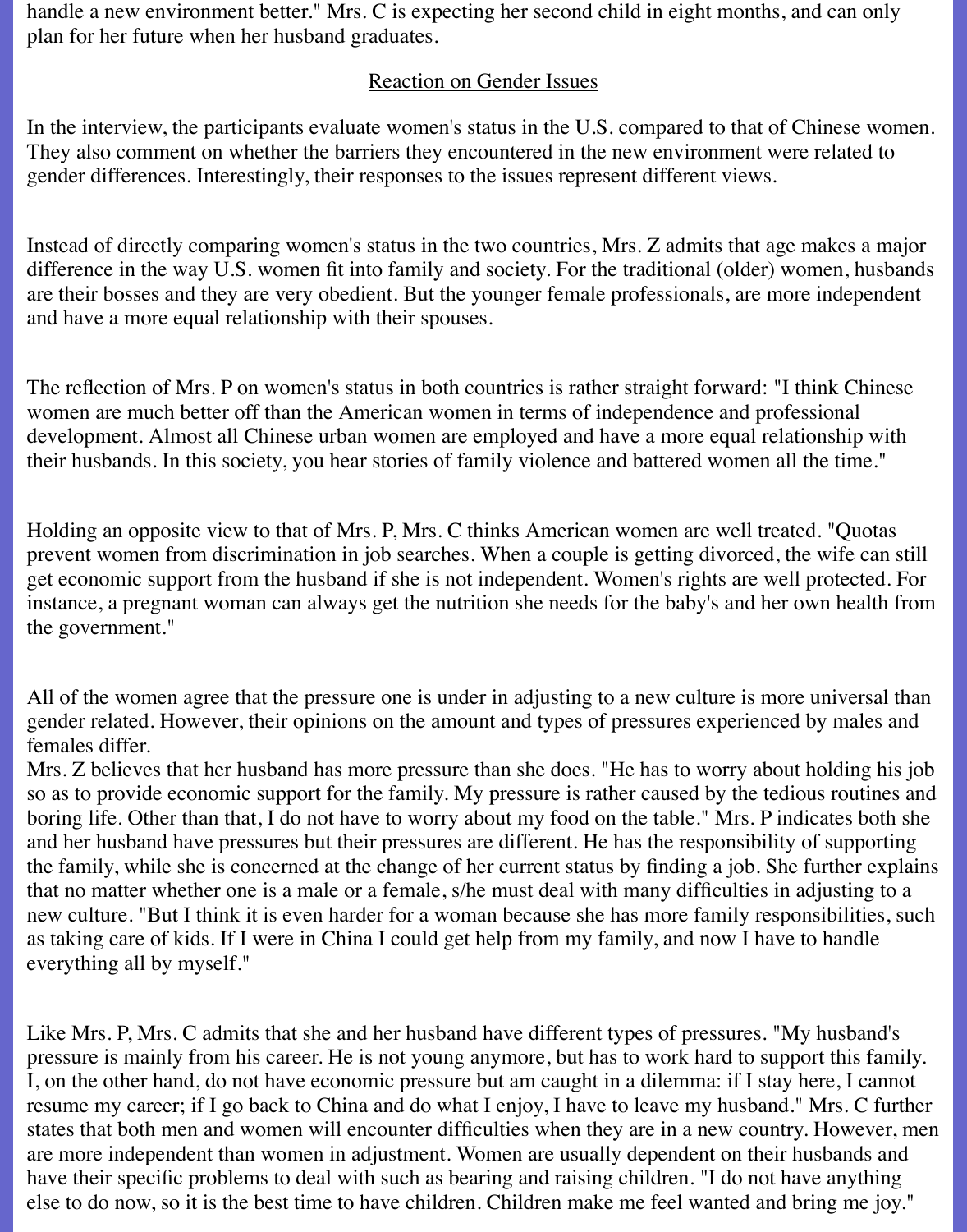handle a new environment better." Mrs. C is expecting her second child in eight months, and can only plan for her future when her husband graduates.

## Reaction on Gender Issues

In the interview, the participants evaluate women's status in the U.S. compared to that of Chinese women. They also comment on whether the barriers they encountered in the new environment were related to gender differences. Interestingly, their responses to the issues represent different views.

Instead of directly comparing women's status in the two countries, Mrs. Z admits that age makes a major difference in the way U.S. women fit into family and society. For the traditional (older) women, husbands are their bosses and they are very obedient. But the younger female professionals, are more independent and have a more equal relationship with their spouses.

The reflection of Mrs. P on women's status in both countries is rather straight forward: "I think Chinese women are much better off than the American women in terms of independence and professional development. Almost all Chinese urban women are employed and have a more equal relationship with their husbands. In this society, you hear stories of family violence and battered women all the time."

Holding an opposite view to that of Mrs. P, Mrs. C thinks American women are well treated. "Quotas prevent women from discrimination in job searches. When a couple is getting divorced, the wife can still get economic support from the husband if she is not independent. Women's rights are well protected. For instance, a pregnant woman can always get the nutrition she needs for the baby's and her own health from the government."

All of the women agree that the pressure one is under in adjusting to a new culture is more universal than gender related. However, their opinions on the amount and types of pressures experienced by males and females differ.
Mrs. Z believes that her husband has more pressure than she does. "He has to worry about holding his job so as to provide economic support for the family. My pressure is rather caused by the tedious routines and boring life. Other than that, I do not have to worry about my food on the table." Mrs. P indicates both she and her husband have pressures but their pressures are different. He has the responsibility of supporting the family, while she is concerned at the change of her current status by finding a job. She further explains that no matter whether one is a male or a female, s/he must deal with many difficulties in adjusting to a new culture. "But I think it is even harder for a woman because she has more family responsibilities, such as taking care of kids. If I were in China I could get help from my family, and now I have to handle everything all by myself."

Like Mrs. P, Mrs. C admits that she and her husband have different types of pressures. "My husband's pressure is mainly from his career. He is not young anymore, but has to work hard to support this family. I, on the other hand, do not have economic pressure but am caught in a dilemma: if I stay here, I cannot resume my career; if I go back to China and do what I enjoy, I have to leave my husband." Mrs. C further states that both men and women will encounter difficulties when they are in a new country. However, men are more independent than women in adjustment. Women are usually dependent on their husbands and have their specific problems to deal with such as bearing and raising children. "I do not have anything else to do now, so it is the best time to have children. Children make me feel wanted and bring me joy."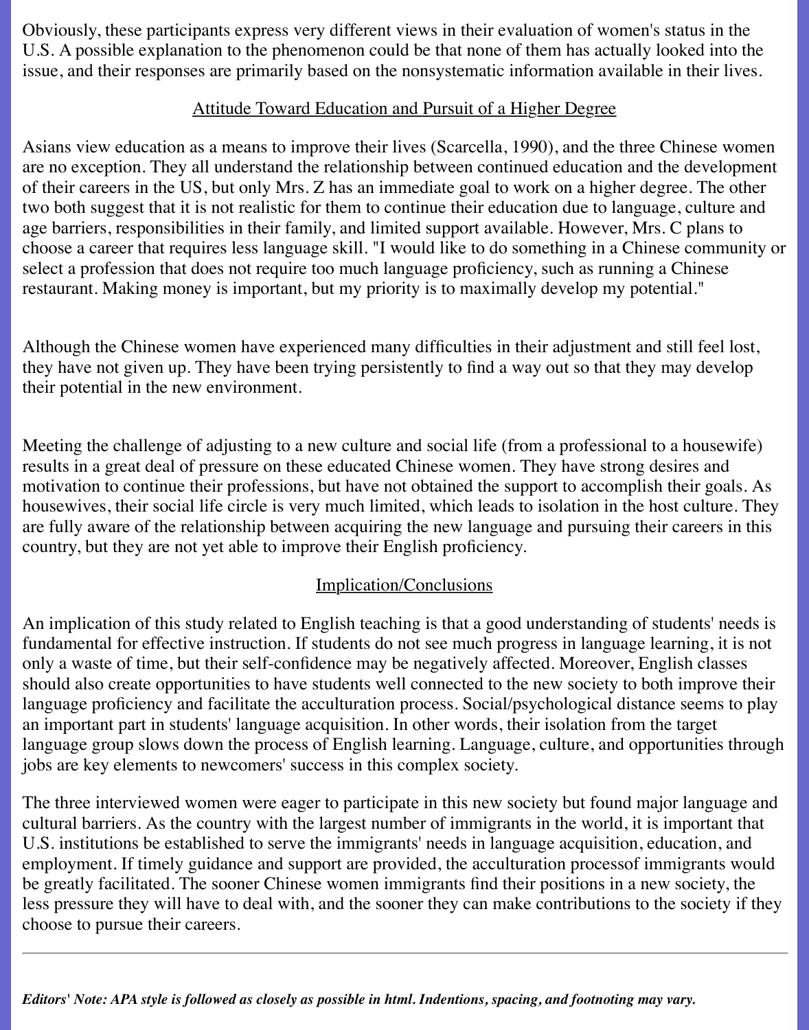Obviously, these participants express very different views in their evaluation of women's status in the U.S. A possible explanation to the phenomenon could be that none of them has actually looked into the issue, and their responses are primarily based on the nonsystematic information available in their lives.

## Attitude Toward Education and Pursuit of a Higher Degree

Asians view education as a means to improve their lives (Scarcella, 1990), and the three Chinese women are no exception. They all understand the relationship between continued education and the development of their careers in the US, but only Mrs. Z has an immediate goal to work on a higher degree. The other two both suggest that it is not realistic for them to continue their education due to language, culture and age barriers, responsibilities in their family, and limited support available. However, Mrs. C plans to choose a career that requires less language skill. "I would like to do something in a Chinese community or select a profession that does not require too much language proficiency, such as running a Chinese restaurant. Making money is important, but my priority is to maximally develop my potential."

Although the Chinese women have experienced many difficulties in their adjustment and still feel lost, they have not given up. They have been trying persistently to find a way out so that they may develop their potential in the new environment.

Meeting the challenge of adjusting to a new culture and social life (from a professional to a housewife) results in a great deal of pressure on these educated Chinese women. They have strong desires and motivation to continue their professions, but have not obtained the support to accomplish their goals. As housewives, their social life circle is very much limited, which leads to isolation in the host culture. They are fully aware of the relationship between acquiring the new language and pursuing their careers in this country, but they are not yet able to improve their English proficiency.

## Implication/Conclusions

An implication of this study related to English teaching is that a good understanding of students' needs is fundamental for effective instruction. If students do not see much progress in language learning, it is not only a waste of time, but their self-confidence may be negatively affected. Moreover, English classes should also create opportunities to have students well connected to the new society to both improve their language proficiency and facilitate the acculturation process. Social/psychological distance seems to play an important part in students' language acquisition. In other words, their isolation from the target language group slows down the process of English learning. Language, culture, and opportunities through jobs are key elements to newcomers' success in this complex society.

The three interviewed women were eager to participate in this new society but found major language and cultural barriers. As the country with the largest number of immigrants in the world, it is important that U.S. institutions be established to serve the immigrants' needs in language acquisition, education, and employment. If timely guidance and support are provided, the acculturation processof immigrants would be greatly facilitated. The sooner Chinese women immigrants find their positions in a new society, the less pressure they will have to deal with, and the sooner they can make contributions to the society if they choose to pursue their careers.

---

***Editors' Note: APA style is followed as closely as possible in html. Indentions, spacing, and footnoting may vary.***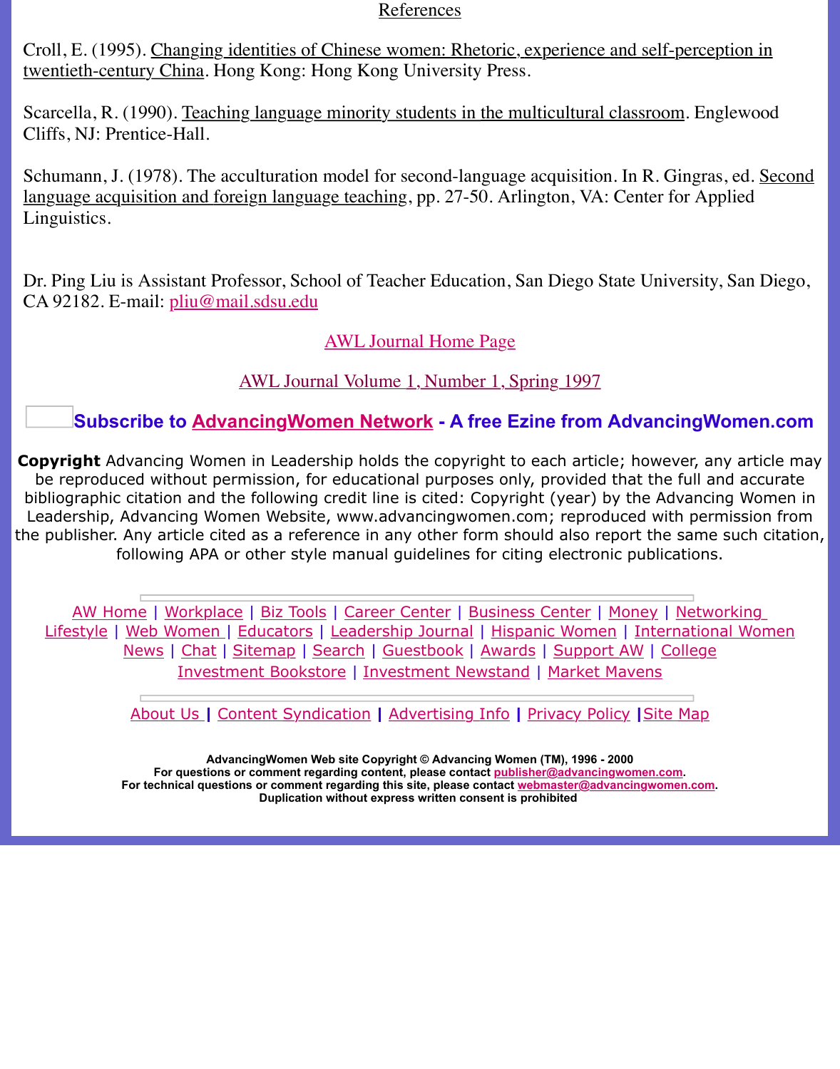## References

Croll, E. (1995). Changing identities of Chinese women: Rhetoric, experience and self-perception in twentieth-century China. Hong Kong: Hong Kong University Press.

Scarcella, R. (1990). Teaching language minority students in the multicultural classroom. Englewood Cliffs, NJ: Prentice-Hall.

Schumann, J. (1978). The acculturation model for second-language acquisition. In R. Gingras, ed. Second language acquisition and foreign language teaching, pp. 27-50. Arlington, VA: Center for Applied Linguistics.

Dr. Ping Liu is Assistant Professor, School of Teacher Education, San Diego State University, San Diego, CA 92182. E-mail: pliu@mail.sdsu.edu

AWL Journal Home Page

AWL Journal Volume 1, Number 1, Spring 1997

**Subscribe to AdvancingWomen Network - A free Ezine from AdvancingWomen.com**

**Copyright** Advancing Women in Leadership holds the copyright to each article; however, any article may be reproduced without permission, for educational purposes only, provided that the full and accurate bibliographic citation and the following credit line is cited: Copyright (year) by the Advancing Women in Leadership, Advancing Women Website, www.advancingwomen.com; reproduced with permission from the publisher. Any article cited as a reference in any other form should also report the same such citation, following APA or other style manual guidelines for citing electronic publications.

AW Home | Workplace | Biz Tools | Career Center | Business Center | Money | Networking Lifestyle | Web Women | Educators | Leadership Journal | Hispanic Women | International Women News | Chat | Sitemap | Search | Guestbook | Awards | Support AW | College Investment Bookstore | Investment Newstand | Market Mavens

About Us | Content Syndication | Advertising Info | Privacy Policy | Site Map

**AdvancingWomen Web site Copyright © Advancing Women (TM), 1996 - 2000**
**For questions or comment regarding content, please contact publisher@advancingwomen.com.**
**For technical questions or comment regarding this site, please contact webmaster@advancingwomen.com.**
**Duplication without express written consent is prohibited**